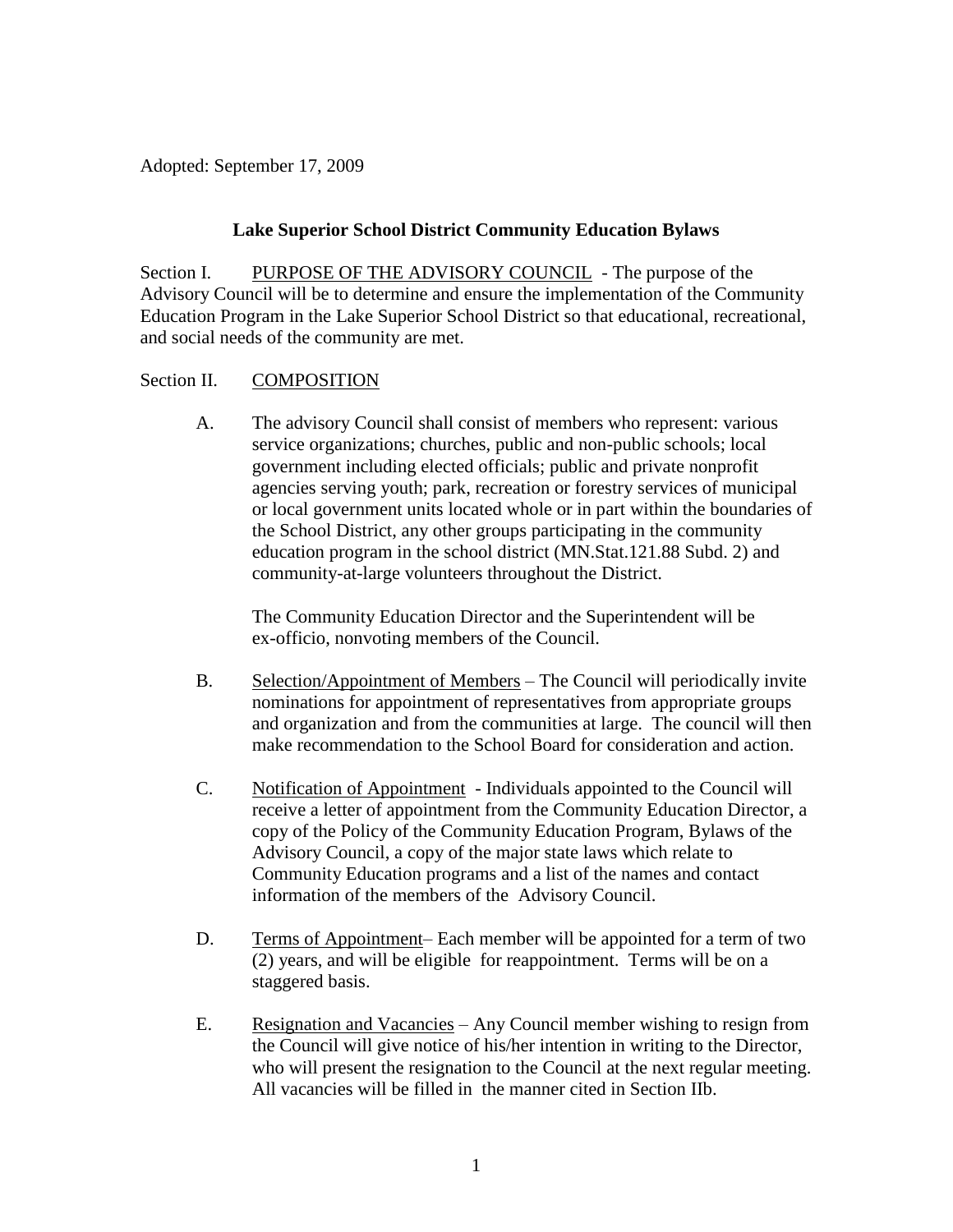Adopted: September 17, 2009

**Lake Superior School District Community Education Bylaws**

Section I. PURPOSE OF THE ADVISORY COUNCIL - The purpose of the Advisory Council will be to determine and ensure the implementation of the Community Education Program in the Lake Superior School District so that educational, recreational, and social needs of the community are met.

Section II. COMPOSITION

A. The advisory Council shall consist of members who represent: various service organizations; churches, public and non-public schools; local government including elected officials; public and private nonprofit agencies serving youth; park, recreation or forestry services of municipal or local government units located whole or in part within the boundaries of the School District, any other groups participating in the community education program in the school district (MN.Stat.121.88 Subd. 2) and community-at-large volunteers throughout the District.

   The Community Education Director and the Superintendent will be ex-officio, nonvoting members of the Council.

B. Selection/Appointment of Members – The Council will periodically invite nominations for appointment of representatives from appropriate groups and organization and from the communities at large. The council will then make recommendation to the School Board for consideration and action.

C. Notification of Appointment - Individuals appointed to the Council will receive a letter of appointment from the Community Education Director, a copy of the Policy of the Community Education Program, Bylaws of the Advisory Council, a copy of the major state laws which relate to Community Education programs and a list of the names and contact information of the members of the Advisory Council.

D. Terms of Appointment– Each member will be appointed for a term of two (2) years, and will be eligible for reappointment. Terms will be on a staggered basis.

E. Resignation and Vacancies – Any Council member wishing to resign from the Council will give notice of his/her intention in writing to the Director, who will present the resignation to the Council at the next regular meeting. All vacancies will be filled in the manner cited in Section IIb.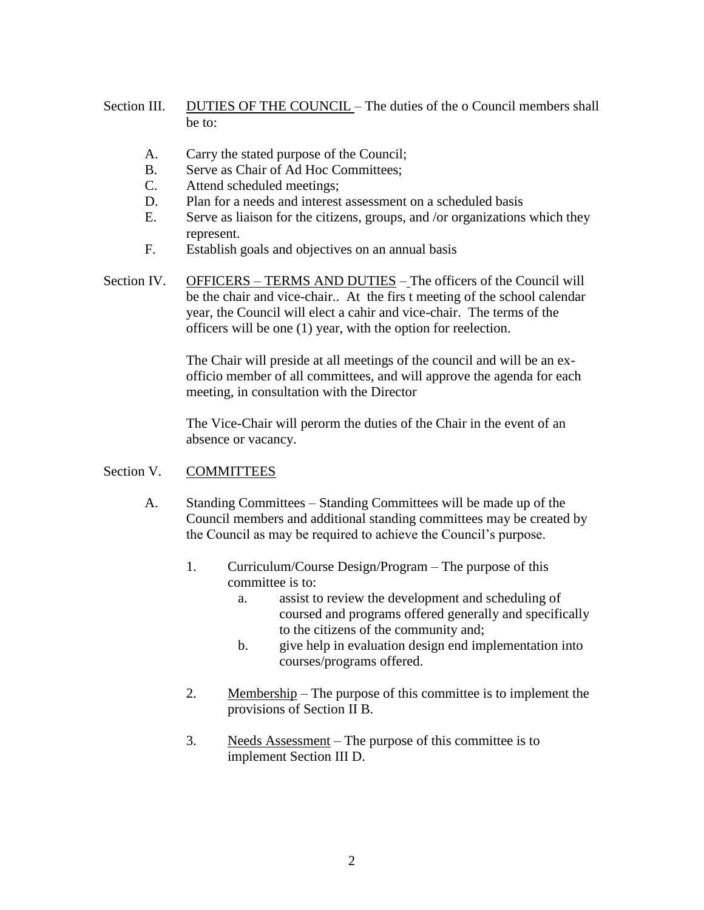Section III. <u>DUTIES OF THE COUNCIL</u> – The duties of the o Council members shall be to:

- A. Carry the stated purpose of the Council;
- B. Serve as Chair of Ad Hoc Committees;
- C. Attend scheduled meetings;
- D. Plan for a needs and interest assessment on a scheduled basis
- E. Serve as liaison for the citizens, groups, and /or organizations which they represent.
- F. Establish goals and objectives on an annual basis

Section IV. <u>OFFICERS – TERMS AND DUTIES</u> – The officers of the Council will be the chair and vice-chair.. At the firs t meeting of the school calendar year, the Council will elect a cahir and vice-chair. The terms of the officers will be one (1) year, with the option for reelection.

The Chair will preside at all meetings of the council and will be an ex-officio member of all committees, and will approve the agenda for each meeting, in consultation with the Director

The Vice-Chair will perorm the duties of the Chair in the event of an absence or vacancy.

Section V. <u>COMMITTEES</u>

A. Standing Committees – Standing Committees will be made up of the Council members and additional standing committees may be created by the Council as may be required to achieve the Council's purpose.

1. Curriculum/Course Design/Program – The purpose of this committee is to:
   - a. assist to review the development and scheduling of coursed and programs offered generally and specifically to the citizens of the community and;
   - b. give help in evaluation design end implementation into courses/programs offered.

2. <u>Membership</u> – The purpose of this committee is to implement the provisions of Section II B.

3. <u>Needs Assessment</u> – The purpose of this committee is to implement Section III D.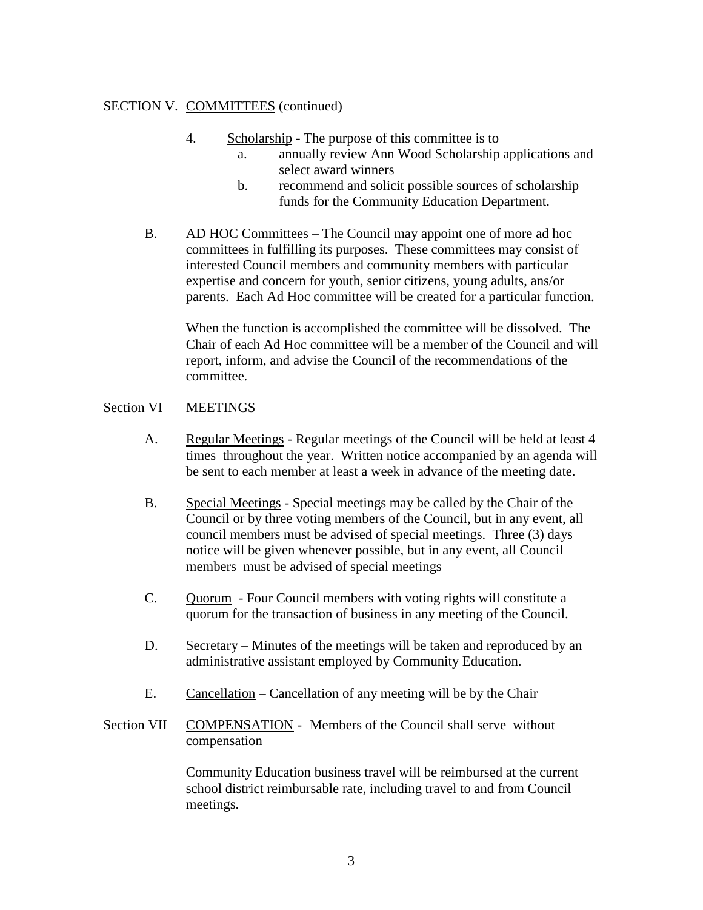SECTION V. COMMITTEES (continued)

4. Scholarship - The purpose of this committee is to
    a. annually review Ann Wood Scholarship applications and select award winners
    b. recommend and solicit possible sources of scholarship funds for the Community Education Department.

B. AD HOC Committees – The Council may appoint one of more ad hoc committees in fulfilling its purposes. These committees may consist of interested Council members and community members with particular expertise and concern for youth, senior citizens, young adults, ans/or parents. Each Ad Hoc committee will be created for a particular function.

When the function is accomplished the committee will be dissolved. The Chair of each Ad Hoc committee will be a member of the Council and will report, inform, and advise the Council of the recommendations of the committee.

Section VI MEETINGS

A. Regular Meetings - Regular meetings of the Council will be held at least 4 times throughout the year. Written notice accompanied by an agenda will be sent to each member at least a week in advance of the meeting date.

B. Special Meetings - Special meetings may be called by the Chair of the Council or by three voting members of the Council, but in any event, all council members must be advised of special meetings. Three (3) days notice will be given whenever possible, but in any event, all Council members must be advised of special meetings

C. Quorum - Four Council members with voting rights will constitute a quorum for the transaction of business in any meeting of the Council.

D. Secretary – Minutes of the meetings will be taken and reproduced by an administrative assistant employed by Community Education.

E. Cancellation – Cancellation of any meeting will be by the Chair

Section VII COMPENSATION - Members of the Council shall serve without compensation

Community Education business travel will be reimbursed at the current school district reimbursable rate, including travel to and from Council meetings.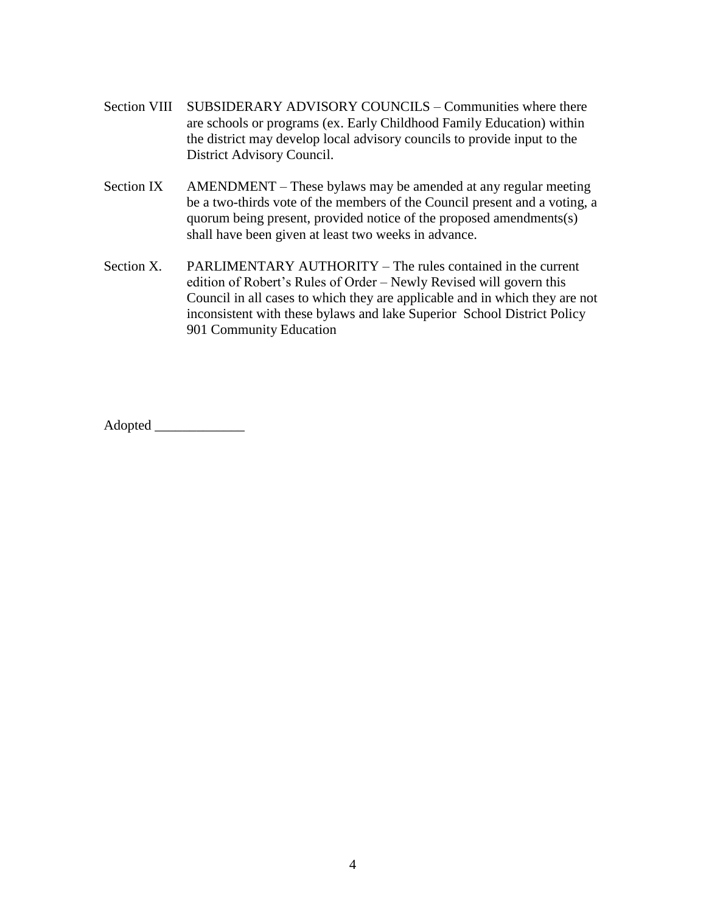Section VIII SUBSIDERARY ADVISORY COUNCILS – Communities where there are schools or programs (ex. Early Childhood Family Education) within the district may develop local advisory councils to provide input to the District Advisory Council.

Section IX AMENDMENT – These bylaws may be amended at any regular meeting be a two-thirds vote of the members of the Council present and a voting, a quorum being present, provided notice of the proposed amendments(s) shall have been given at least two weeks in advance.

Section X. PARLIMENTARY AUTHORITY – The rules contained in the current edition of Robert's Rules of Order – Newly Revised will govern this Council in all cases to which they are applicable and in which they are not inconsistent with these bylaws and lake Superior School District Policy 901 Community Education

Adopted _____________